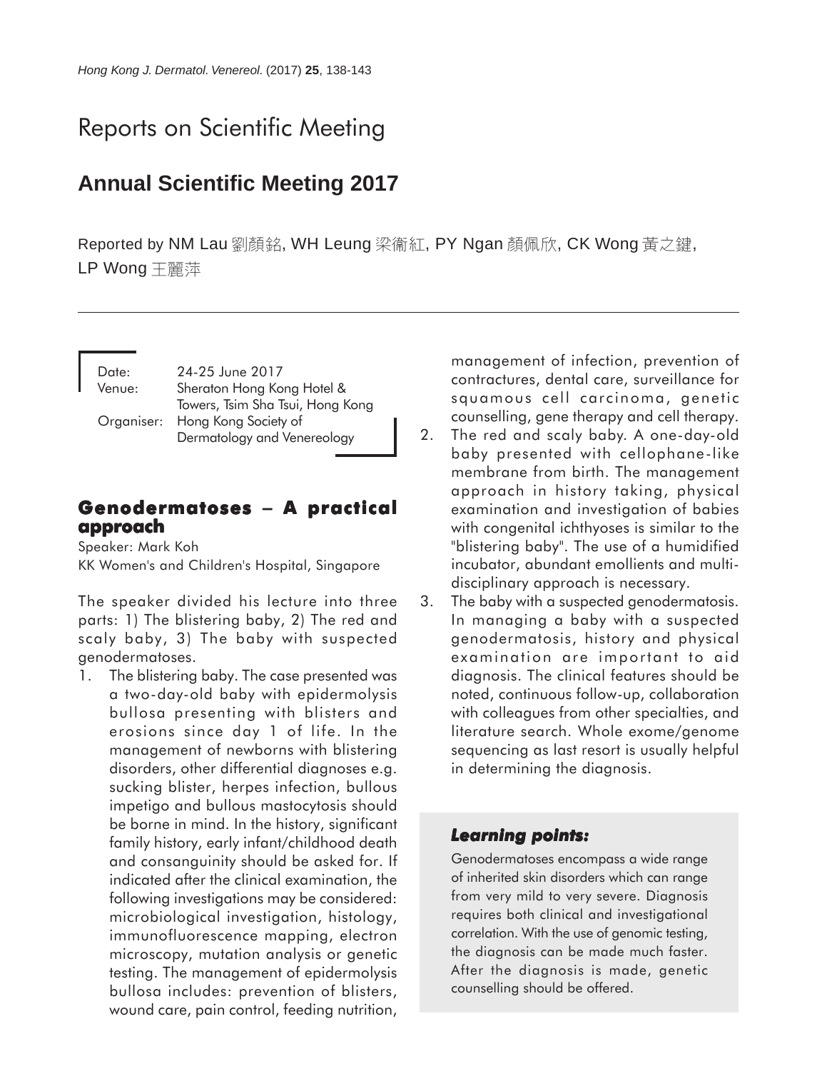# Reports on Scientific Meeting

## Annual Scientific Meeting 2017

Reported by NM Lau 劉顏銘, WH Leung 梁衛紅, PY Ngan 顏佩欣, CK Wong 黃之鍵, LP Wong 王麗萍

Date: 24-25 June 2017
Venue: Sheraton Hong Kong Hotel & Towers, Tsim Sha Tsui, Hong Kong
Organiser: Hong Kong Society of Dermatology and Venereology

### Genodermatoses – A practical approach

Speaker: Mark Koh
KK Women's and Children's Hospital, Singapore

The speaker divided his lecture into three parts: 1) The blistering baby, 2) The red and scaly baby, 3) The baby with suspected genodermatoses.

1. The blistering baby. The case presented was a two-day-old baby with epidermolysis bullosa presenting with blisters and erosions since day 1 of life. In the management of newborns with blistering disorders, other differential diagnoses e.g. sucking blister, herpes infection, bullous impetigo and bullous mastocytosis should be borne in mind. In the history, significant family history, early infant/childhood death and consanguinity should be asked for. If indicated after the clinical examination, the following investigations may be considered: microbiological investigation, histology, immunofluorescence mapping, electron microscopy, mutation analysis or genetic testing. The management of epidermolysis bullosa includes: prevention of blisters, wound care, pain control, feeding nutrition, management of infection, prevention of contractures, dental care, surveillance for squamous cell carcinoma, genetic counselling, gene therapy and cell therapy.
2. The red and scaly baby. A one-day-old baby presented with cellophane-like membrane from birth. The management approach in history taking, physical examination and investigation of babies with congenital ichthyoses is similar to the "blistering baby". The use of a humidified incubator, abundant emollients and multi-disciplinary approach is necessary.
3. The baby with a suspected genodermatosis. In managing a baby with a suspected genodermatosis, history and physical examination are important to aid diagnosis. The clinical features should be noted, continuous follow-up, collaboration with colleagues from other specialties, and literature search. Whole exome/genome sequencing as last resort is usually helpful in determining the diagnosis.

***Learning points:***

Genodermatoses encompass a wide range of inherited skin disorders which can range from very mild to very severe. Diagnosis requires both clinical and investigational correlation. With the use of genomic testing, the diagnosis can be made much faster. After the diagnosis is made, genetic counselling should be offered.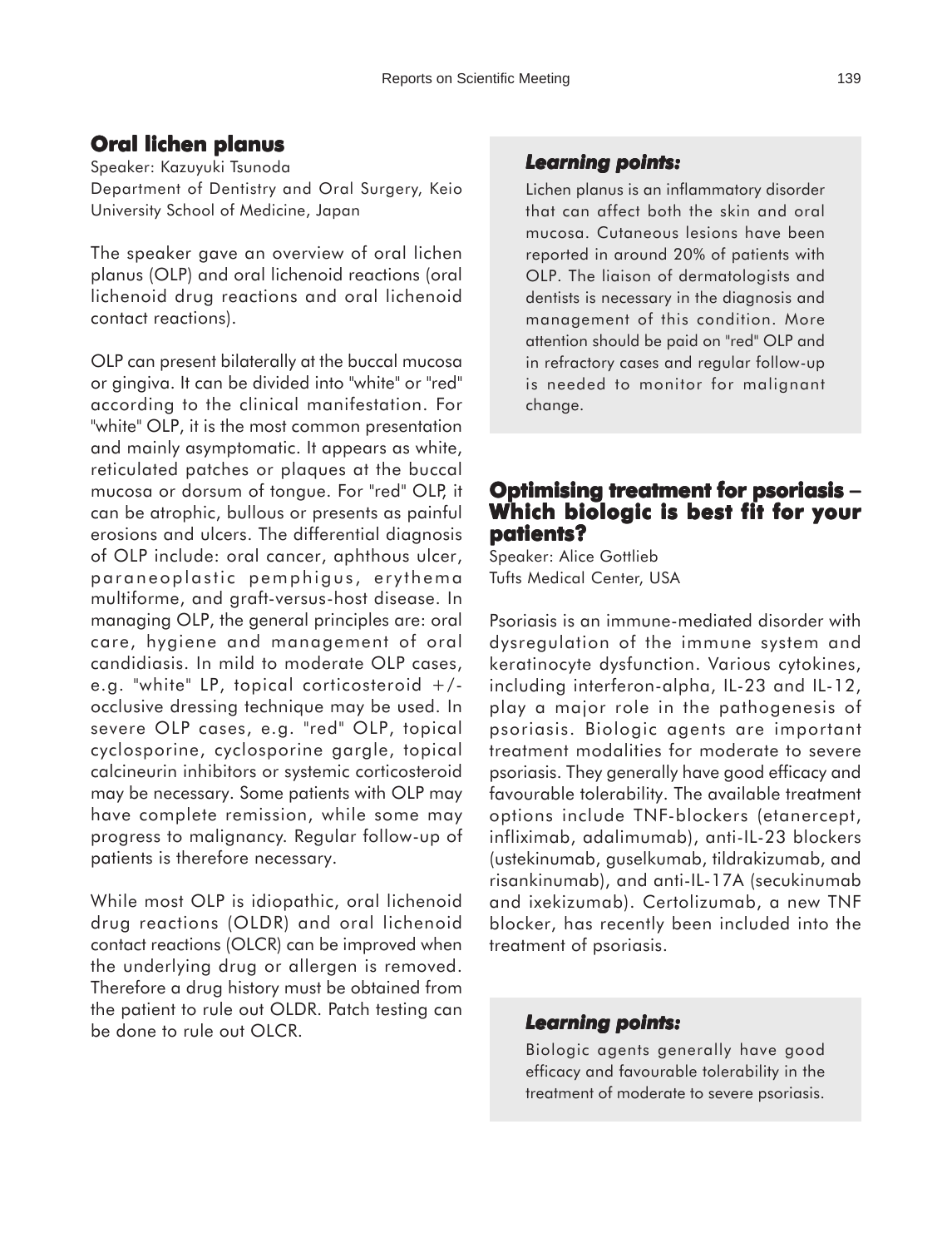## Oral lichen planus

Speaker: Kazuyuki Tsunoda
Department of Dentistry and Oral Surgery, Keio University School of Medicine, Japan

The speaker gave an overview of oral lichen planus (OLP) and oral lichenoid reactions (oral lichenoid drug reactions and oral lichenoid contact reactions).

OLP can present bilaterally at the buccal mucosa or gingiva. It can be divided into "white" or "red" according to the clinical manifestation. For "white" OLP, it is the most common presentation and mainly asymptomatic. It appears as white, reticulated patches or plaques at the buccal mucosa or dorsum of tongue. For "red" OLP, it can be atrophic, bullous or presents as painful erosions and ulcers. The differential diagnosis of OLP include: oral cancer, aphthous ulcer, paraneoplastic pemphigus, erythema multiforme, and graft-versus-host disease. In managing OLP, the general principles are: oral care, hygiene and management of oral candidiasis. In mild to moderate OLP cases, e.g. "white" LP, topical corticosteroid +/- occlusive dressing technique may be used. In severe OLP cases, e.g. "red" OLP, topical cyclosporine, cyclosporine gargle, topical calcineurin inhibitors or systemic corticosteroid may be necessary. Some patients with OLP may have complete remission, while some may progress to malignancy. Regular follow-up of patients is therefore necessary.

While most OLP is idiopathic, oral lichenoid drug reactions (OLDR) and oral lichenoid contact reactions (OLCR) can be improved when the underlying drug or allergen is removed. Therefore a drug history must be obtained from the patient to rule out OLDR. Patch testing can be done to rule out OLCR.

### *Learning points:*

Lichen planus is an inflammatory disorder that can affect both the skin and oral mucosa. Cutaneous lesions have been reported in around 20% of patients with OLP. The liaison of dermatologists and dentists is necessary in the diagnosis and management of this condition. More attention should be paid on "red" OLP and in refractory cases and regular follow-up is needed to monitor for malignant change.

## Optimising treatment for psoriasis – Which biologic is best fit for your patients?

Speaker: Alice Gottlieb
Tufts Medical Center, USA

Psoriasis is an immune-mediated disorder with dysregulation of the immune system and keratinocyte dysfunction. Various cytokines, including interferon-alpha, IL-23 and IL-12, play a major role in the pathogenesis of psoriasis. Biologic agents are important treatment modalities for moderate to severe psoriasis. They generally have good efficacy and favourable tolerability. The available treatment options include TNF-blockers (etanercept, infliximab, adalimumab), anti-IL-23 blockers (ustekinumab, guselkumab, tildrakizumab, and risankinumab), and anti-IL-17A (secukinumab and ixekizumab). Certolizumab, a new TNF blocker, has recently been included into the treatment of psoriasis.

### *Learning points:*

Biologic agents generally have good efficacy and favourable tolerability in the treatment of moderate to severe psoriasis.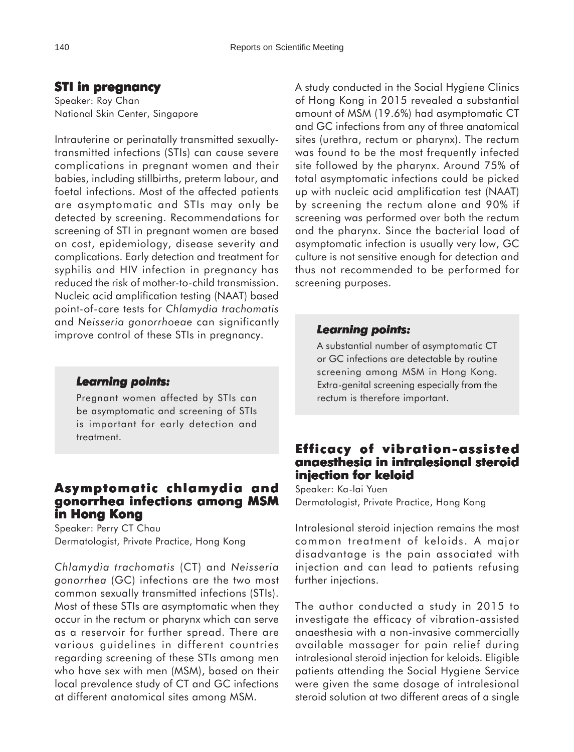## STI in pregnancy

Speaker: Roy Chan
National Skin Center, Singapore

Intrauterine or perinatally transmitted sexually-transmitted infections (STIs) can cause severe complications in pregnant women and their babies, including stillbirths, preterm labour, and foetal infections. Most of the affected patients are asymptomatic and STIs may only be detected by screening. Recommendations for screening of STI in pregnant women are based on cost, epidemiology, disease severity and complications. Early detection and treatment for syphilis and HIV infection in pregnancy has reduced the risk of mother-to-child transmission. Nucleic acid amplification testing (NAAT) based point-of-care tests for *Chlamydia trachomatis* and *Neisseria gonorrhoeae* can significantly improve control of these STIs in pregnancy.

> ***Learning points:***
>
> Pregnant women affected by STIs can be asymptomatic and screening of STIs is important for early detection and treatment.

## Asymptomatic chlamydia and gonorrhea infections among MSM in Hong Kong

Speaker: Perry CT Chau
Dermatologist, Private Practice, Hong Kong

*Chlamydia trachomatis* (CT) and *Neisseria gonorrhea* (GC) infections are the two most common sexually transmitted infections (STIs). Most of these STIs are asymptomatic when they occur in the rectum or pharynx which can serve as a reservoir for further spread. There are various guidelines in different countries regarding screening of these STIs among men who have sex with men (MSM), based on their local prevalence study of CT and GC infections at different anatomical sites among MSM.

A study conducted in the Social Hygiene Clinics of Hong Kong in 2015 revealed a substantial amount of MSM (19.6%) had asymptomatic CT and GC infections from any of three anatomical sites (urethra, rectum or pharynx). The rectum was found to be the most frequently infected site followed by the pharynx. Around 75% of total asymptomatic infections could be picked up with nucleic acid amplification test (NAAT) by screening the rectum alone and 90% if screening was performed over both the rectum and the pharynx. Since the bacterial load of asymptomatic infection is usually very low, GC culture is not sensitive enough for detection and thus not recommended to be performed for screening purposes.

> ***Learning points:***
>
> A substantial number of asymptomatic CT or GC infections are detectable by routine screening among MSM in Hong Kong. Extra-genital screening especially from the rectum is therefore important.

## Efficacy of vibration-assisted anaesthesia in intralesional steroid injection for keloid

Speaker: Ka-lai Yuen
Dermatologist, Private Practice, Hong Kong

Intralesional steroid injection remains the most common treatment of keloids. A major disadvantage is the pain associated with injection and can lead to patients refusing further injections.

The author conducted a study in 2015 to investigate the efficacy of vibration-assisted anaesthesia with a non-invasive commercially available massager for pain relief during intralesional steroid injection for keloids. Eligible patients attending the Social Hygiene Service were given the same dosage of intralesional steroid solution at two different areas of a single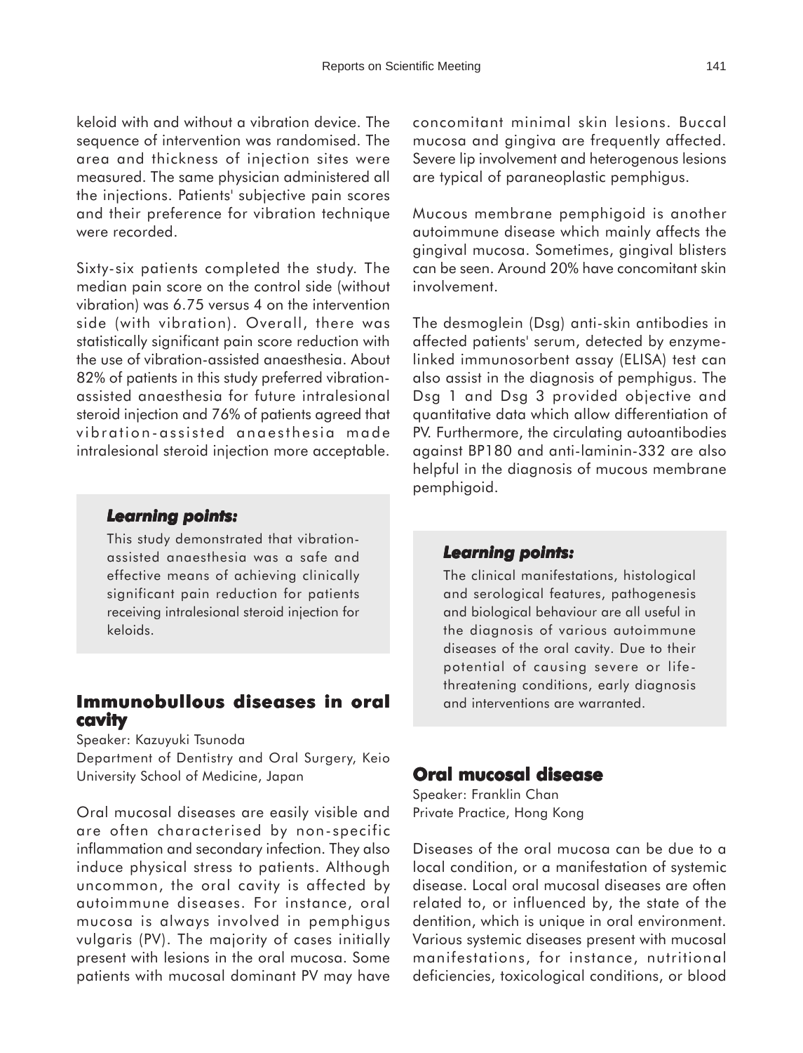keloid with and without a vibration device. The sequence of intervention was randomised. The area and thickness of injection sites were measured. The same physician administered all the injections. Patients' subjective pain scores and their preference for vibration technique were recorded.

Sixty-six patients completed the study. The median pain score on the control side (without vibration) was 6.75 versus 4 on the intervention side (with vibration). Overall, there was statistically significant pain score reduction with the use of vibration-assisted anaesthesia. About 82% of patients in this study preferred vibration-assisted anaesthesia for future intralesional steroid injection and 76% of patients agreed that vibration-assisted anaesthesia made intralesional steroid injection more acceptable.

> ***Learning points:***
>
> This study demonstrated that vibration-assisted anaesthesia was a safe and effective means of achieving clinically significant pain reduction for patients receiving intralesional steroid injection for keloids.

## Immunobullous diseases in oral cavity

Speaker: Kazuyuki Tsunoda
Department of Dentistry and Oral Surgery, Keio University School of Medicine, Japan

Oral mucosal diseases are easily visible and are often characterised by non-specific inflammation and secondary infection. They also induce physical stress to patients. Although uncommon, the oral cavity is affected by autoimmune diseases. For instance, oral mucosa is always involved in pemphigus vulgaris (PV). The majority of cases initially present with lesions in the oral mucosa. Some patients with mucosal dominant PV may have concomitant minimal skin lesions. Buccal mucosa and gingiva are frequently affected. Severe lip involvement and heterogenous lesions are typical of paraneoplastic pemphigus.

Mucous membrane pemphigoid is another autoimmune disease which mainly affects the gingival mucosa. Sometimes, gingival blisters can be seen. Around 20% have concomitant skin involvement.

The desmoglein (Dsg) anti-skin antibodies in affected patients' serum, detected by enzyme-linked immunosorbent assay (ELISA) test can also assist in the diagnosis of pemphigus. The Dsg 1 and Dsg 3 provided objective and quantitative data which allow differentiation of PV. Furthermore, the circulating autoantibodies against BP180 and anti-laminin-332 are also helpful in the diagnosis of mucous membrane pemphigoid.

> ***Learning points:***
>
> The clinical manifestations, histological and serological features, pathogenesis and biological behaviour are all useful in the diagnosis of various autoimmune diseases of the oral cavity. Due to their potential of causing severe or life-threatening conditions, early diagnosis and interventions are warranted.

## Oral mucosal disease

Speaker: Franklin Chan
Private Practice, Hong Kong

Diseases of the oral mucosa can be due to a local condition, or a manifestation of systemic disease. Local oral mucosal diseases are often related to, or influenced by, the state of the dentition, which is unique in oral environment. Various systemic diseases present with mucosal manifestations, for instance, nutritional deficiencies, toxicological conditions, or blood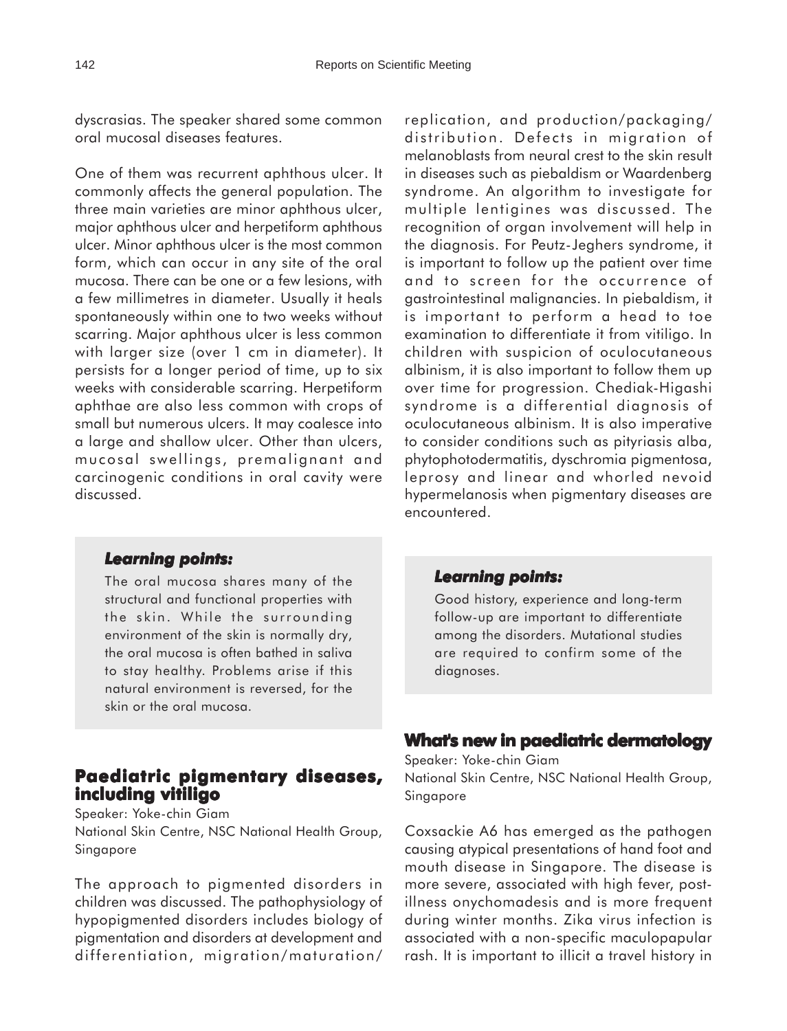dyscrasias. The speaker shared some common oral mucosal diseases features.

One of them was recurrent aphthous ulcer. It commonly affects the general population. The three main varieties are minor aphthous ulcer, major aphthous ulcer and herpetiform aphthous ulcer. Minor aphthous ulcer is the most common form, which can occur in any site of the oral mucosa. There can be one or a few lesions, with a few millimetres in diameter. Usually it heals spontaneously within one to two weeks without scarring. Major aphthous ulcer is less common with larger size (over 1 cm in diameter). It persists for a longer period of time, up to six weeks with considerable scarring. Herpetiform aphthae are also less common with crops of small but numerous ulcers. It may coalesce into a large and shallow ulcer. Other than ulcers, mucosal swellings, premalignant and carcinogenic conditions in oral cavity were discussed.

> ***Learning points:***
>
> The oral mucosa shares many of the structural and functional properties with the skin. While the surrounding environment of the skin is normally dry, the oral mucosa is often bathed in saliva to stay healthy. Problems arise if this natural environment is reversed, for the skin or the oral mucosa.

## Paediatric pigmentary diseases, including vitiligo

Speaker: Yoke-chin Giam
National Skin Centre, NSC National Health Group, Singapore

The approach to pigmented disorders in children was discussed. The pathophysiology of hypopigmented disorders includes biology of pigmentation and disorders at development and differentiation, migration/maturation/replication, and production/packaging/distribution. Defects in migration of melanoblasts from neural crest to the skin result in diseases such as piebaldism or Waardenberg syndrome. An algorithm to investigate for multiple lentigines was discussed. The recognition of organ involvement will help in the diagnosis. For Peutz-Jeghers syndrome, it is important to follow up the patient over time and to screen for the occurrence of gastrointestinal malignancies. In piebaldism, it is important to perform a head to toe examination to differentiate it from vitiligo. In children with suspicion of oculocutaneous albinism, it is also important to follow them up over time for progression. Chediak-Higashi syndrome is a differential diagnosis of oculocutaneous albinism. It is also imperative to consider conditions such as pityriasis alba, phytophotodermatitis, dyschromia pigmentosa, leprosy and linear and whorled nevoid hypermelanosis when pigmentary diseases are encountered.

> ***Learning points:***
>
> Good history, experience and long-term follow-up are important to differentiate among the disorders. Mutational studies are required to confirm some of the diagnoses.

## What's new in paediatric dermatology

Speaker: Yoke-chin Giam
National Skin Centre, NSC National Health Group, Singapore

Coxsackie A6 has emerged as the pathogen causing atypical presentations of hand foot and mouth disease in Singapore. The disease is more severe, associated with high fever, post-illness onychomadesis and is more frequent during winter months. Zika virus infection is associated with a non-specific maculopapular rash. It is important to illicit a travel history in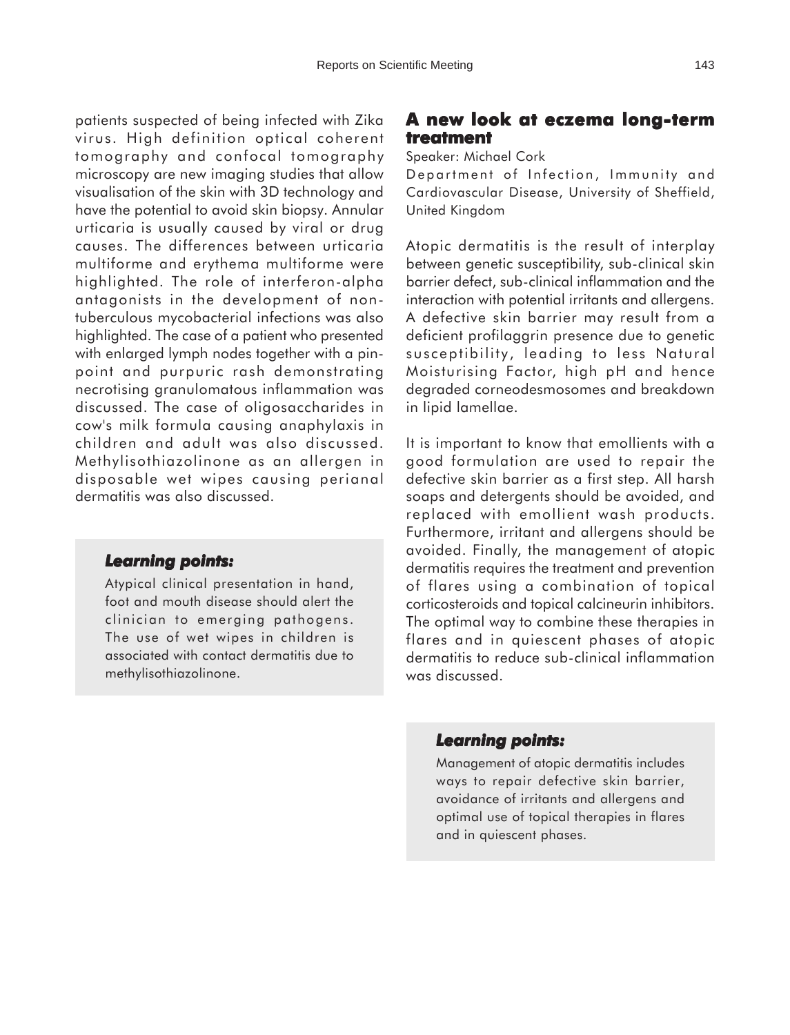patients suspected of being infected with Zika virus. High definition optical coherent tomography and confocal tomography microscopy are new imaging studies that allow visualisation of the skin with 3D technology and have the potential to avoid skin biopsy. Annular urticaria is usually caused by viral or drug causes. The differences between urticaria multiforme and erythema multiforme were highlighted. The role of interferon-alpha antagonists in the development of non-tuberculous mycobacterial infections was also highlighted. The case of a patient who presented with enlarged lymph nodes together with a pin-point and purpuric rash demonstrating necrotising granulomatous inflammation was discussed. The case of oligosaccharides in cow's milk formula causing anaphylaxis in children and adult was also discussed. Methylisothiazolinone as an allergen in disposable wet wipes causing perianal dermatitis was also discussed.

***Learning points:***

Atypical clinical presentation in hand, foot and mouth disease should alert the clinician to emerging pathogens. The use of wet wipes in children is associated with contact dermatitis due to methylisothiazolinone.

## A new look at eczema long-term treatment

Speaker: Michael Cork

Department of Infection, Immunity and Cardiovascular Disease, University of Sheffield, United Kingdom

Atopic dermatitis is the result of interplay between genetic susceptibility, sub-clinical skin barrier defect, sub-clinical inflammation and the interaction with potential irritants and allergens. A defective skin barrier may result from a deficient profilaggrin presence due to genetic susceptibility, leading to less Natural Moisturising Factor, high pH and hence degraded corneodesmosomes and breakdown in lipid lamellae.

It is important to know that emollients with a good formulation are used to repair the defective skin barrier as a first step. All harsh soaps and detergents should be avoided, and replaced with emollient wash products. Furthermore, irritant and allergens should be avoided. Finally, the management of atopic dermatitis requires the treatment and prevention of flares using a combination of topical corticosteroids and topical calcineurin inhibitors. The optimal way to combine these therapies in flares and in quiescent phases of atopic dermatitis to reduce sub-clinical inflammation was discussed.

***Learning points:***

Management of atopic dermatitis includes ways to repair defective skin barrier, avoidance of irritants and allergens and optimal use of topical therapies in flares and in quiescent phases.